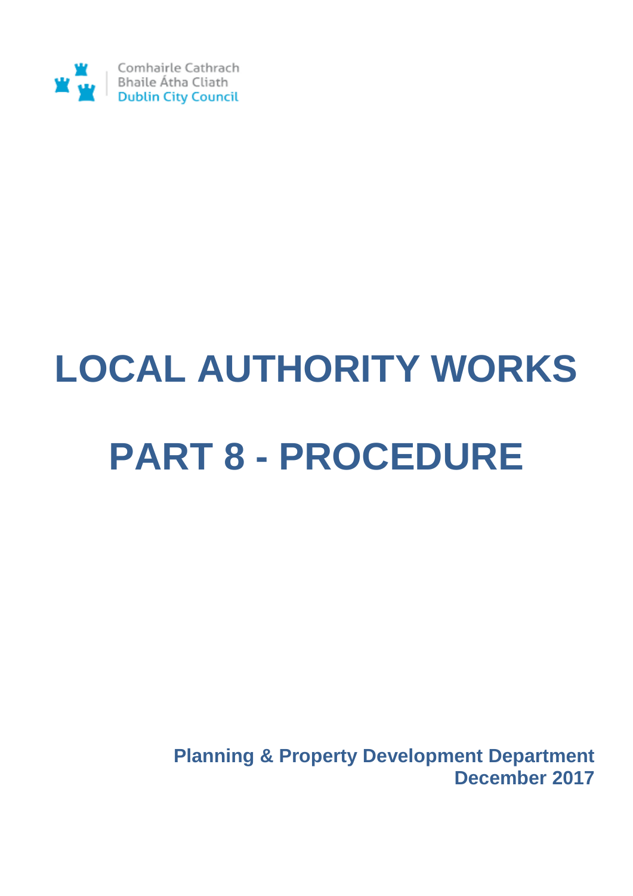Comhairle Cathrach
Bhaile Átha Cliath
Dublin City Council

# LOCAL AUTHORITY WORKS

# PART 8 - PROCEDURE

**Planning & Property Development Department**
**December 2017**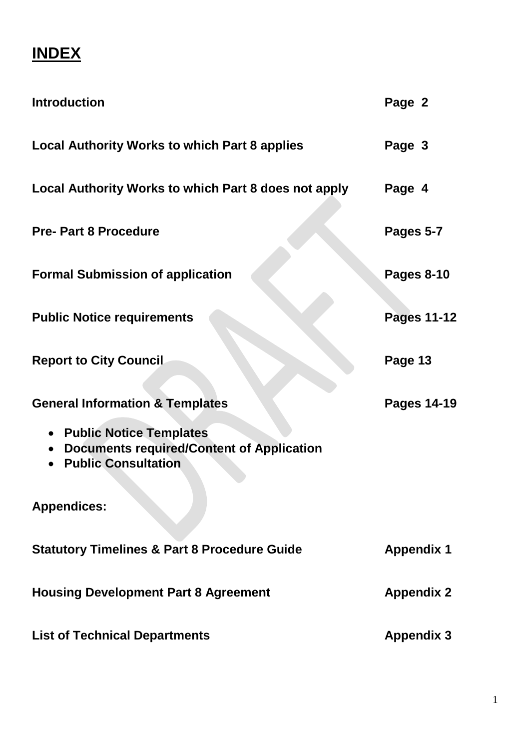# INDEX

| | |
|---|---|
| **Introduction** | **Page 2** |
| **Local Authority Works to which Part 8 applies** | **Page 3** |
| **Local Authority Works to which Part 8 does not apply** | **Page 4** |
| **Pre- Part 8 Procedure** | **Pages 5-7** |
| **Formal Submission of application** | **Pages 8-10** |
| **Public Notice requirements** | **Pages 11-12** |
| **Report to City Council** | **Page 13** |
| **General Information & Templates** | **Pages 14-19** |

- **Public Notice Templates**
- **Documents required/Content of Application**
- **Public Consultation**

**Appendices:**

| | |
|---|---|
| **Statutory Timelines & Part 8 Procedure Guide** | **Appendix 1** |
| **Housing Development Part 8 Agreement** | **Appendix 2** |
| **List of Technical Departments** | **Appendix 3** |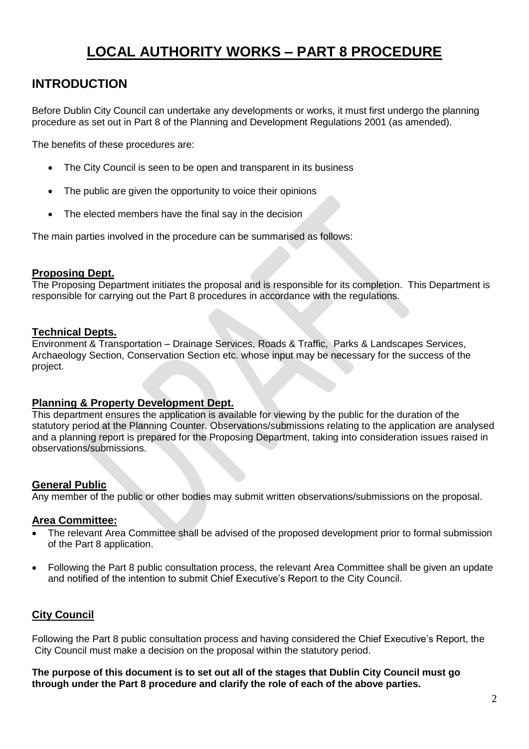# LOCAL AUTHORITY WORKS – PART 8 PROCEDURE

## INTRODUCTION

Before Dublin City Council can undertake any developments or works, it must first undergo the planning procedure as set out in Part 8 of the Planning and Development Regulations 2001 (as amended).

The benefits of these procedures are:

- The City Council is seen to be open and transparent in its business
- The public are given the opportunity to voice their opinions
- The elected members have the final say in the decision

The main parties involved in the procedure can be summarised as follows:

### Proposing Dept.

The Proposing Department initiates the proposal and is responsible for its completion. This Department is responsible for carrying out the Part 8 procedures in accordance with the regulations.

### Technical Depts.

Environment & Transportation – Drainage Services, Roads & Traffic, Parks & Landscapes Services, Archaeology Section, Conservation Section etc. whose input may be necessary for the success of the project.

### Planning & Property Development Dept.

This department ensures the application is available for viewing by the public for the duration of the statutory period at the Planning Counter. Observations/submissions relating to the application are analysed and a planning report is prepared for the Proposing Department, taking into consideration issues raised in observations/submissions.

### General Public

Any member of the public or other bodies may submit written observations/submissions on the proposal.

### Area Committee:

- The relevant Area Committee shall be advised of the proposed development prior to formal submission of the Part 8 application.
- Following the Part 8 public consultation process, the relevant Area Committee shall be given an update and notified of the intention to submit Chief Executive's Report to the City Council.

### City Council

Following the Part 8 public consultation process and having considered the Chief Executive's Report, the City Council must make a decision on the proposal within the statutory period.

**The purpose of this document is to set out all of the stages that Dublin City Council must go through under the Part 8 procedure and clarify the role of each of the above parties.**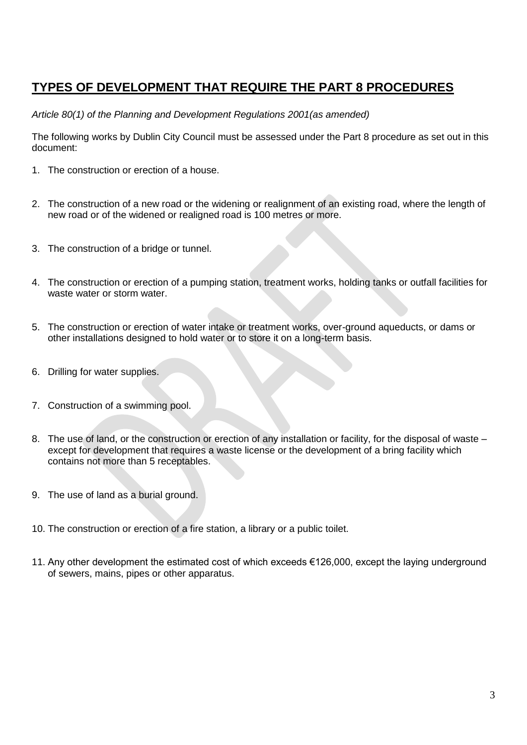# **TYPES OF DEVELOPMENT THAT REQUIRE THE PART 8 PROCEDURES**

*Article 80(1) of the Planning and Development Regulations 2001(as amended)*

The following works by Dublin City Council must be assessed under the Part 8 procedure as set out in this document:

1. The construction or erection of a house.
2. The construction of a new road or the widening or realignment of an existing road, where the length of new road or of the widened or realigned road is 100 metres or more.
3. The construction of a bridge or tunnel.
4. The construction or erection of a pumping station, treatment works, holding tanks or outfall facilities for waste water or storm water.
5. The construction or erection of water intake or treatment works, over-ground aqueducts, or dams or other installations designed to hold water or to store it on a long-term basis.
6. Drilling for water supplies.
7. Construction of a swimming pool.
8. The use of land, or the construction or erection of any installation or facility, for the disposal of waste – except for development that requires a waste license or the development of a bring facility which contains not more than 5 receptables.
9. The use of land as a burial ground.
10. The construction or erection of a fire station, a library or a public toilet.
11. Any other development the estimated cost of which exceeds €126,000, except the laying underground of sewers, mains, pipes or other apparatus.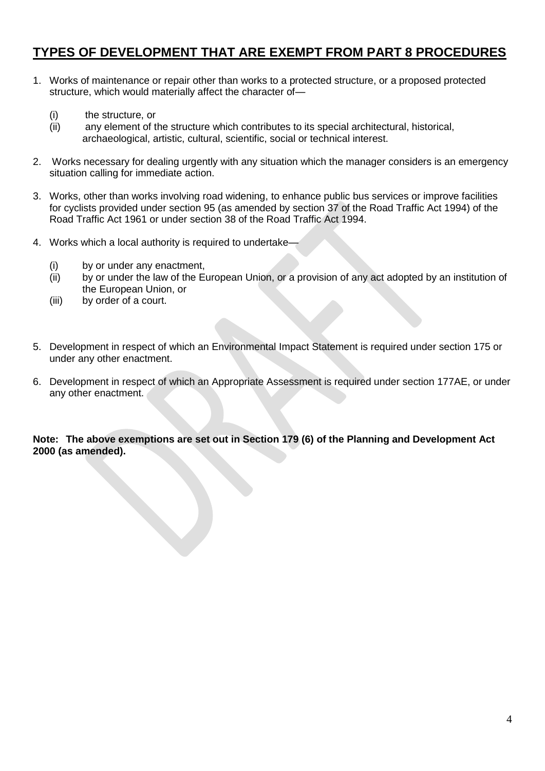## TYPES OF DEVELOPMENT THAT ARE EXEMPT FROM PART 8 PROCEDURES

1. Works of maintenance or repair other than works to a protected structure, or a proposed protected structure, which would materially affect the character of—

   (i) the structure, or
   (ii) any element of the structure which contributes to its special architectural, historical, archaeological, artistic, cultural, scientific, social or technical interest.

2. Works necessary for dealing urgently with any situation which the manager considers is an emergency situation calling for immediate action.

3. Works, other than works involving road widening, to enhance public bus services or improve facilities for cyclists provided under section 95 (as amended by section 37 of the Road Traffic Act 1994) of the Road Traffic Act 1961 or under section 38 of the Road Traffic Act 1994.

4. Works which a local authority is required to undertake—

   (i) by or under any enactment,
   (ii) by or under the law of the European Union, or a provision of any act adopted by an institution of the European Union, or
   (iii) by order of a court.

5. Development in respect of which an Environmental Impact Statement is required under section 175 or under any other enactment.

6. Development in respect of which an Appropriate Assessment is required under section 177AE, or under any other enactment.

**Note: The above exemptions are set out in Section 179 (6) of the Planning and Development Act 2000 (as amended).**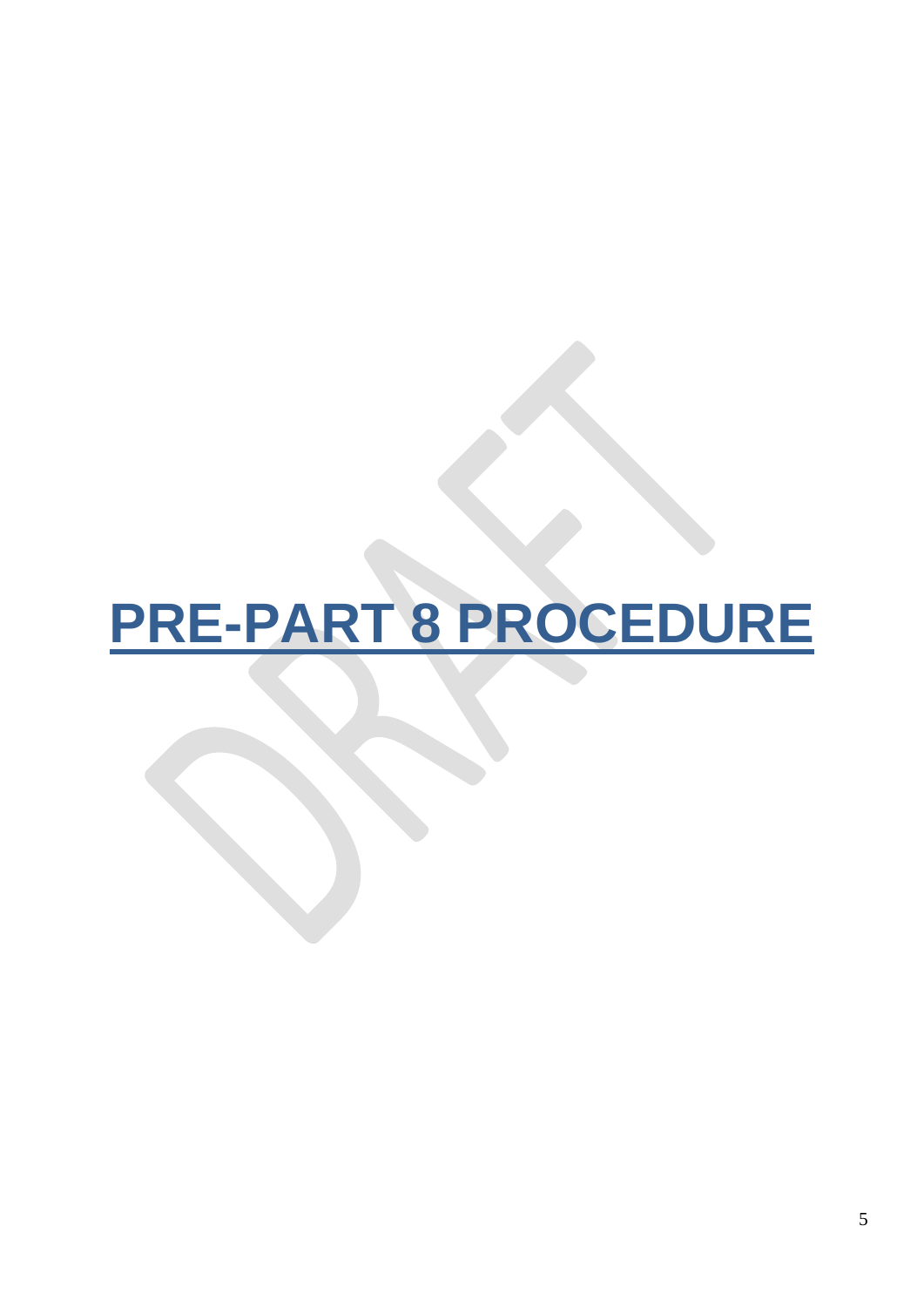# PRE-PART 8 PROCEDURE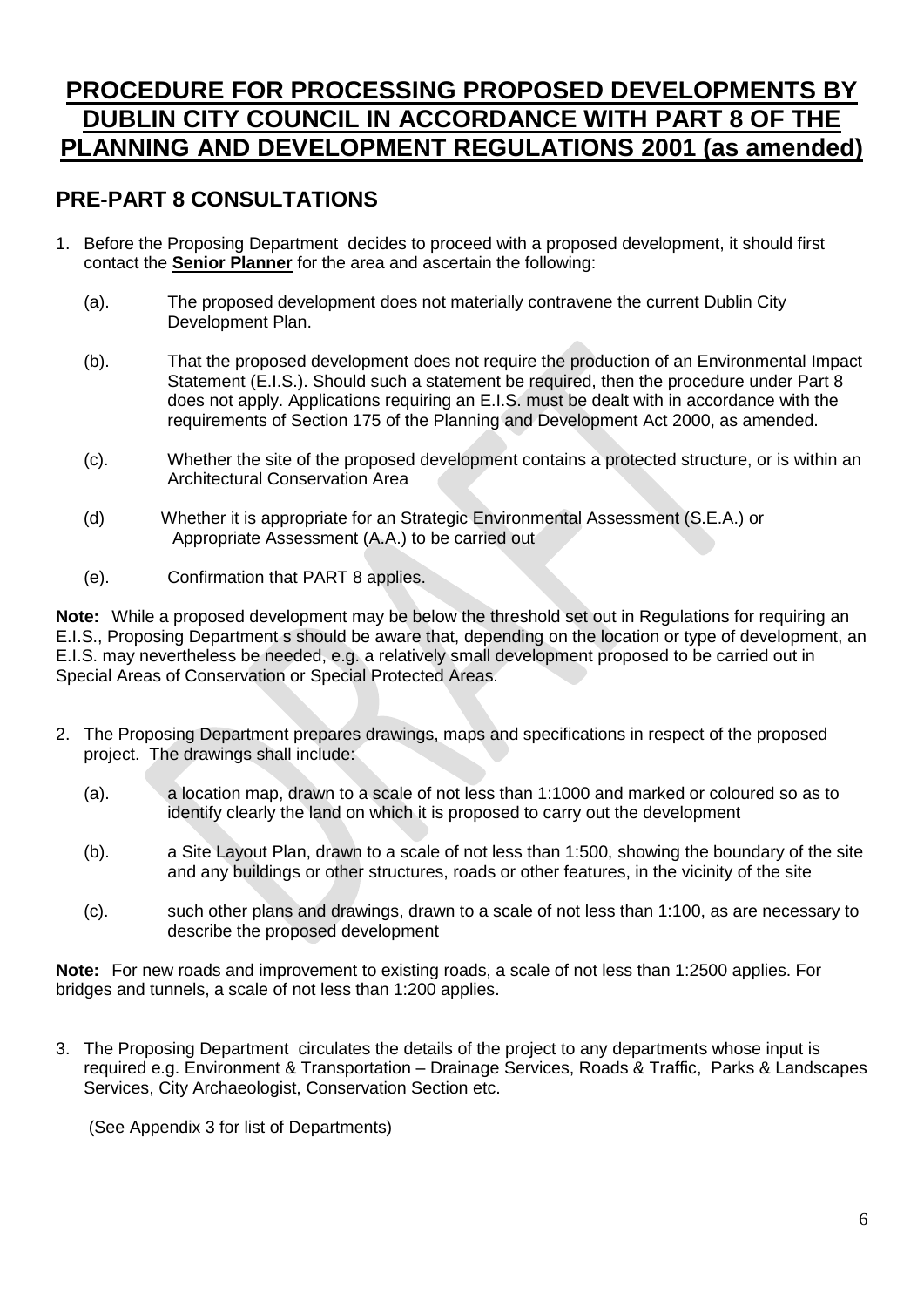# PROCEDURE FOR PROCESSING PROPOSED DEVELOPMENTS BY DUBLIN CITY COUNCIL IN ACCORDANCE WITH PART 8 OF THE PLANNING AND DEVELOPMENT REGULATIONS 2001 (as amended)

## PRE-PART 8 CONSULTATIONS

1. Before the Proposing Department decides to proceed with a proposed development, it should first contact the **Senior Planner** for the area and ascertain the following:

   (a). The proposed development does not materially contravene the current Dublin City Development Plan.

   (b). That the proposed development does not require the production of an Environmental Impact Statement (E.I.S.). Should such a statement be required, then the procedure under Part 8 does not apply. Applications requiring an E.I.S. must be dealt with in accordance with the requirements of Section 175 of the Planning and Development Act 2000, as amended.

   (c). Whether the site of the proposed development contains a protected structure, or is within an Architectural Conservation Area

   (d) Whether it is appropriate for an Strategic Environmental Assessment (S.E.A.) or Appropriate Assessment (A.A.) to be carried out

   (e). Confirmation that PART 8 applies.

**Note:** While a proposed development may be below the threshold set out in Regulations for requiring an E.I.S., Proposing Department s should be aware that, depending on the location or type of development, an E.I.S. may nevertheless be needed, e.g. a relatively small development proposed to be carried out in Special Areas of Conservation or Special Protected Areas.

2. The Proposing Department prepares drawings, maps and specifications in respect of the proposed project. The drawings shall include:

   (a). a location map, drawn to a scale of not less than 1:1000 and marked or coloured so as to identify clearly the land on which it is proposed to carry out the development

   (b). a Site Layout Plan, drawn to a scale of not less than 1:500, showing the boundary of the site and any buildings or other structures, roads or other features, in the vicinity of the site

   (c). such other plans and drawings, drawn to a scale of not less than 1:100, as are necessary to describe the proposed development

**Note:** For new roads and improvement to existing roads, a scale of not less than 1:2500 applies. For bridges and tunnels, a scale of not less than 1:200 applies.

3. The Proposing Department circulates the details of the project to any departments whose input is required e.g. Environment & Transportation – Drainage Services, Roads & Traffic, Parks & Landscapes Services, City Archaeologist, Conservation Section etc.

   (See Appendix 3 for list of Departments)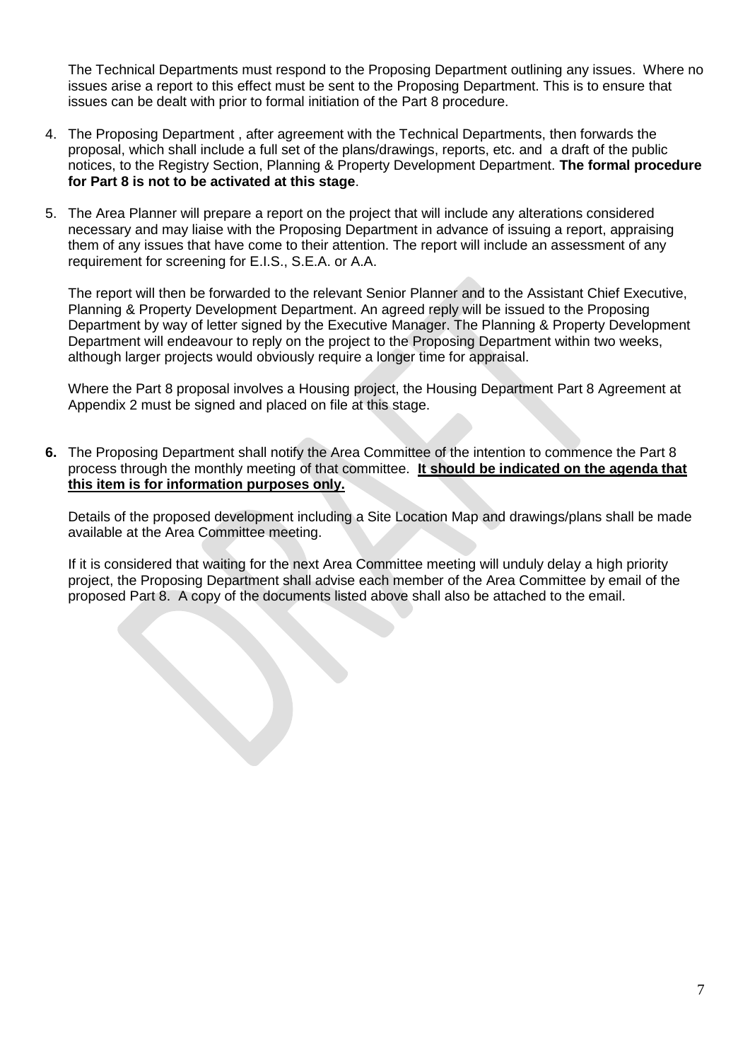The Technical Departments must respond to the Proposing Department outlining any issues. Where no issues arise a report to this effect must be sent to the Proposing Department. This is to ensure that issues can be dealt with prior to formal initiation of the Part 8 procedure.

4. The Proposing Department , after agreement with the Technical Departments, then forwards the proposal, which shall include a full set of the plans/drawings, reports, etc. and a draft of the public notices, to the Registry Section, Planning & Property Development Department. **The formal procedure for Part 8 is not to be activated at this stage**.

5. The Area Planner will prepare a report on the project that will include any alterations considered necessary and may liaise with the Proposing Department in advance of issuing a report, appraising them of any issues that have come to their attention. The report will include an assessment of any requirement for screening for E.I.S., S.E.A. or A.A.

   The report will then be forwarded to the relevant Senior Planner and to the Assistant Chief Executive, Planning & Property Development Department. An agreed reply will be issued to the Proposing Department by way of letter signed by the Executive Manager. The Planning & Property Development Department will endeavour to reply on the project to the Proposing Department within two weeks, although larger projects would obviously require a longer time for appraisal.

   Where the Part 8 proposal involves a Housing project, the Housing Department Part 8 Agreement at Appendix 2 must be signed and placed on file at this stage.

**6.** The Proposing Department shall notify the Area Committee of the intention to commence the Part 8 process through the monthly meeting of that committee. **<u>It should be indicated on the agenda that this item is for information purposes only.</u>**

   Details of the proposed development including a Site Location Map and drawings/plans shall be made available at the Area Committee meeting.

   If it is considered that waiting for the next Area Committee meeting will unduly delay a high priority project, the Proposing Department shall advise each member of the Area Committee by email of the proposed Part 8. A copy of the documents listed above shall also be attached to the email.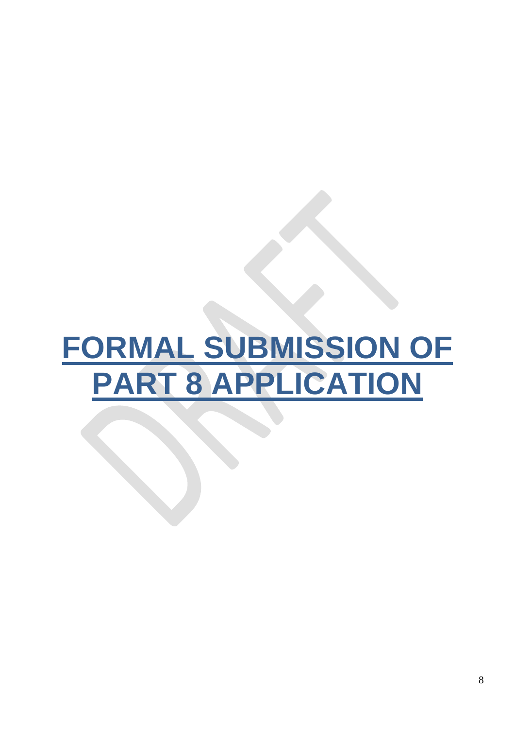# FORMAL SUBMISSION OF PART 8 APPLICATION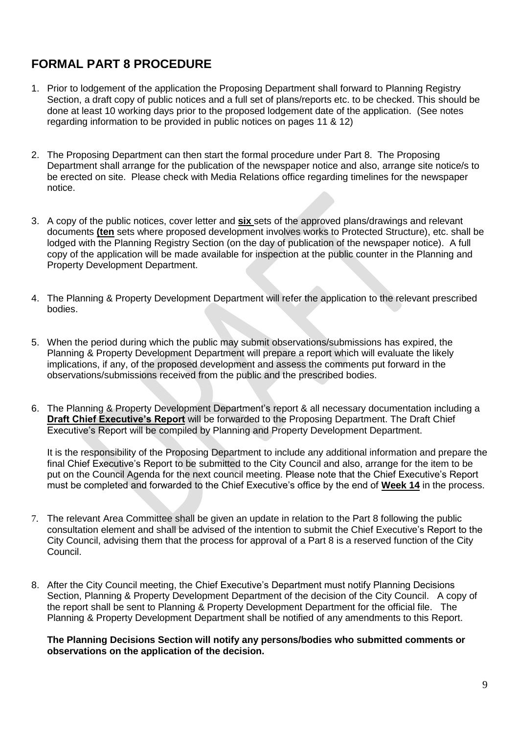# FORMAL PART 8 PROCEDURE

1. Prior to lodgement of the application the Proposing Department shall forward to Planning Registry Section, a draft copy of public notices and a full set of plans/reports etc. to be checked. This should be done at least 10 working days prior to the proposed lodgement date of the application. (See notes regarding information to be provided in public notices on pages 11 & 12)

2. The Proposing Department can then start the formal procedure under Part 8. The Proposing Department shall arrange for the publication of the newspaper notice and also, arrange site notice/s to be erected on site. Please check with Media Relations office regarding timelines for the newspaper notice.

3. A copy of the public notices, cover letter and **six** sets of the approved plans/drawings and relevant documents **(ten** sets where proposed development involves works to Protected Structure), etc. shall be lodged with the Planning Registry Section (on the day of publication of the newspaper notice). A full copy of the application will be made available for inspection at the public counter in the Planning and Property Development Department.

4. The Planning & Property Development Department will refer the application to the relevant prescribed bodies.

5. When the period during which the public may submit observations/submissions has expired, the Planning & Property Development Department will prepare a report which will evaluate the likely implications, if any, of the proposed development and assess the comments put forward in the observations/submissions received from the public and the prescribed bodies.

6. The Planning & Property Development Department's report & all necessary documentation including a **Draft Chief Executive's Report** will be forwarded to the Proposing Department. The Draft Chief Executive's Report will be compiled by Planning and Property Development Department.

   It is the responsibility of the Proposing Department to include any additional information and prepare the final Chief Executive's Report to be submitted to the City Council and also, arrange for the item to be put on the Council Agenda for the next council meeting. Please note that the Chief Executive's Report must be completed and forwarded to the Chief Executive's office by the end of **Week 14** in the process.

7. The relevant Area Committee shall be given an update in relation to the Part 8 following the public consultation element and shall be advised of the intention to submit the Chief Executive's Report to the City Council, advising them that the process for approval of a Part 8 is a reserved function of the City Council.

8. After the City Council meeting, the Chief Executive's Department must notify Planning Decisions Section, Planning & Property Development Department of the decision of the City Council. A copy of the report shall be sent to Planning & Property Development Department for the official file. The Planning & Property Development Department shall be notified of any amendments to this Report.

   **The Planning Decisions Section will notify any persons/bodies who submitted comments or observations on the application of the decision.**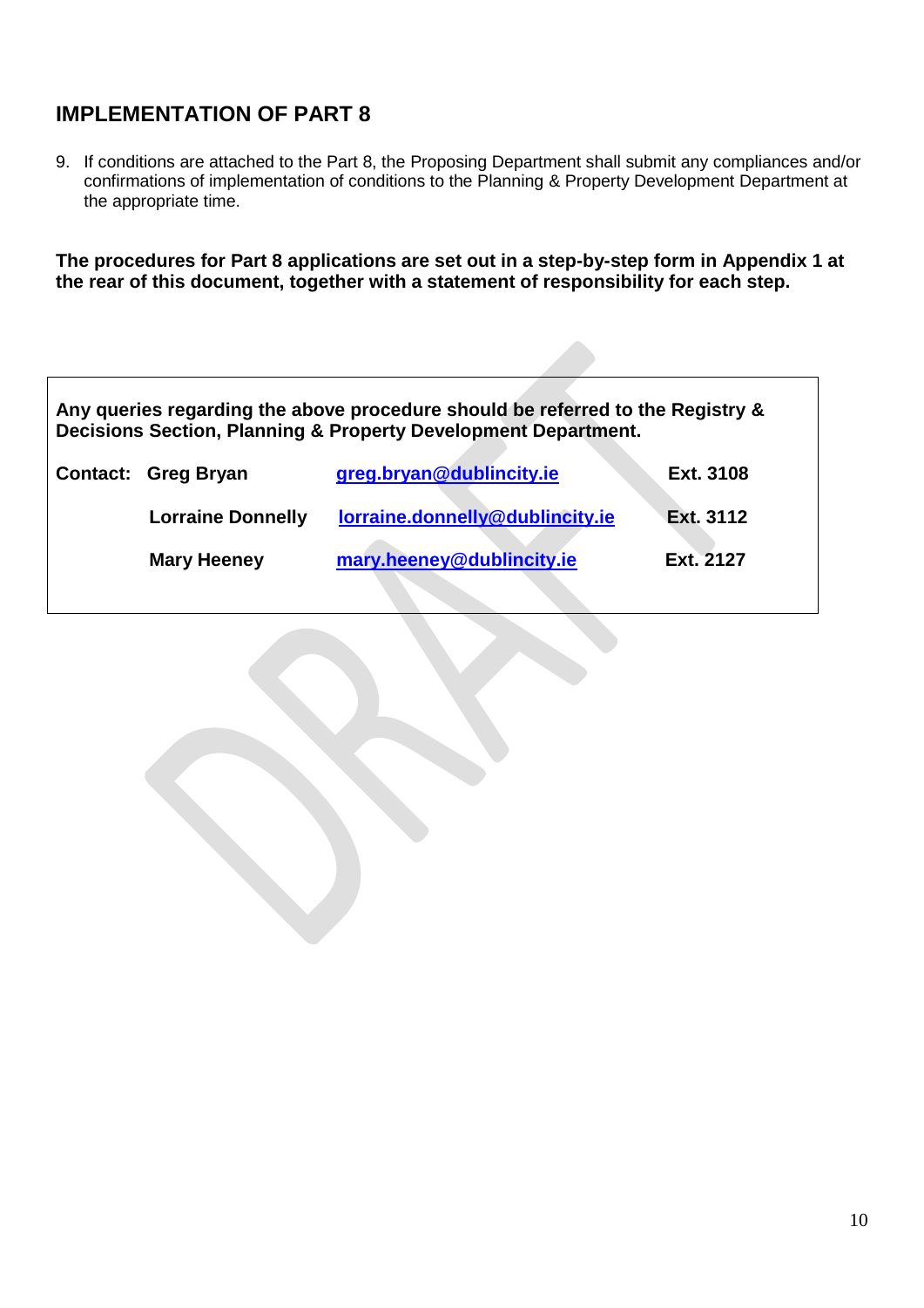## IMPLEMENTATION OF PART 8

9. If conditions are attached to the Part 8, the Proposing Department shall submit any compliances and/or confirmations of implementation of conditions to the Planning & Property Development Department at the appropriate time.

**The procedures for Part 8 applications are set out in a step-by-step form in Appendix 1 at the rear of this document, together with a statement of responsibility for each step.**

**Any queries regarding the above procedure should be referred to the Registry & Decisions Section, Planning & Property Development Department.**

| | | | |
|---|---|---|---|
| **Contact:** | **Greg Bryan** | **greg.bryan@dublincity.ie** | **Ext. 3108** |
| | **Lorraine Donnelly** | **lorraine.donnelly@dublincity.ie** | **Ext. 3112** |
| | **Mary Heeney** | **mary.heeney@dublincity.ie** | **Ext. 2127** |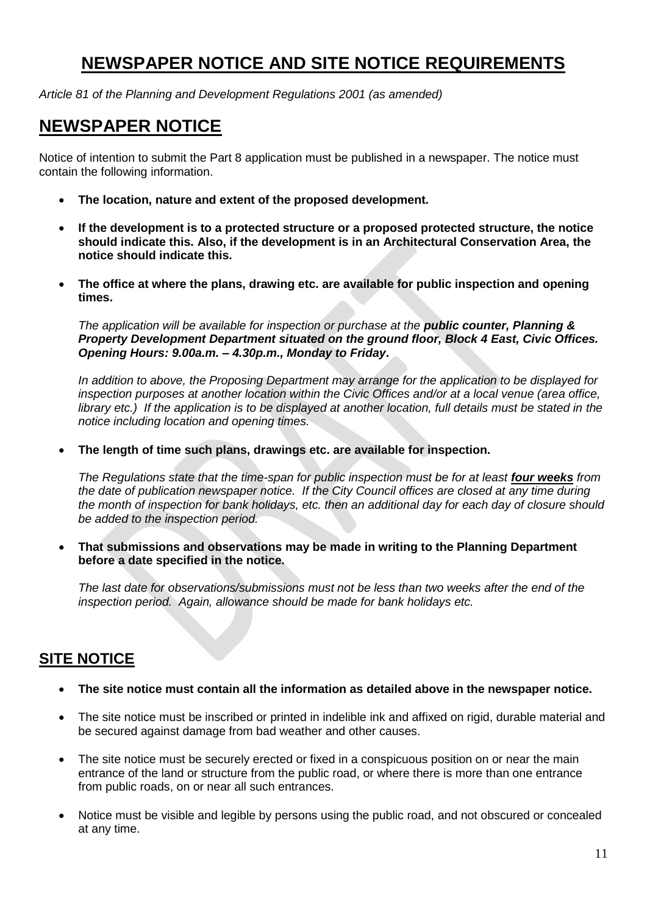# NEWSPAPER NOTICE AND SITE NOTICE REQUIREMENTS

*Article 81 of the Planning and Development Regulations 2001 (as amended)*

# NEWSPAPER NOTICE

Notice of intention to submit the Part 8 application must be published in a newspaper. The notice must contain the following information.

- **The location, nature and extent of the proposed development.**
- **If the development is to a protected structure or a proposed protected structure, the notice should indicate this. Also, if the development is in an Architectural Conservation Area, the notice should indicate this.**
- **The office at where the plans, drawing etc. are available for public inspection and opening times.**

  *The application will be available for inspection or purchase at the **public counter, Planning & Property Development Department situated on the ground floor, Block 4 East, Civic Offices. Opening Hours: 9.00a.m. – 4.30p.m., Monday to Friday**.*

  *In addition to above, the Proposing Department may arrange for the application to be displayed for inspection purposes at another location within the Civic Offices and/or at a local venue (area office, library etc.) If the application is to be displayed at another location, full details must be stated in the notice including location and opening times.*

- **The length of time such plans, drawings etc. are available for inspection.**

  *The Regulations state that the time-span for public inspection must be for at least **four weeks** from the date of publication newspaper notice. If the City Council offices are closed at any time during the month of inspection for bank holidays, etc. then an additional day for each day of closure should be added to the inspection period.*

- **That submissions and observations may be made in writing to the Planning Department before a date specified in the notice.**

  *The last date for observations/submissions must not be less than two weeks after the end of the inspection period. Again, allowance should be made for bank holidays etc.*

## SITE NOTICE

- **The site notice must contain all the information as detailed above in the newspaper notice.**
- The site notice must be inscribed or printed in indelible ink and affixed on rigid, durable material and be secured against damage from bad weather and other causes.
- The site notice must be securely erected or fixed in a conspicuous position on or near the main entrance of the land or structure from the public road, or where there is more than one entrance from public roads, on or near all such entrances.
- Notice must be visible and legible by persons using the public road, and not obscured or concealed at any time.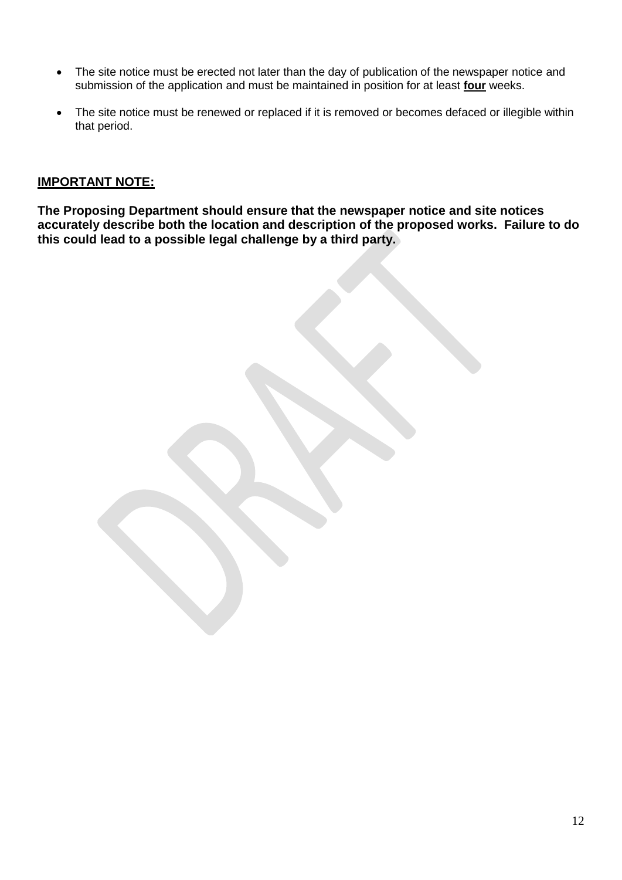- The site notice must be erected not later than the day of publication of the newspaper notice and submission of the application and must be maintained in position for at least **four** weeks.

- The site notice must be renewed or replaced if it is removed or becomes defaced or illegible within that period.

**IMPORTANT NOTE:**

**The Proposing Department should ensure that the newspaper notice and site notices accurately describe both the location and description of the proposed works. Failure to do this could lead to a possible legal challenge by a third party.**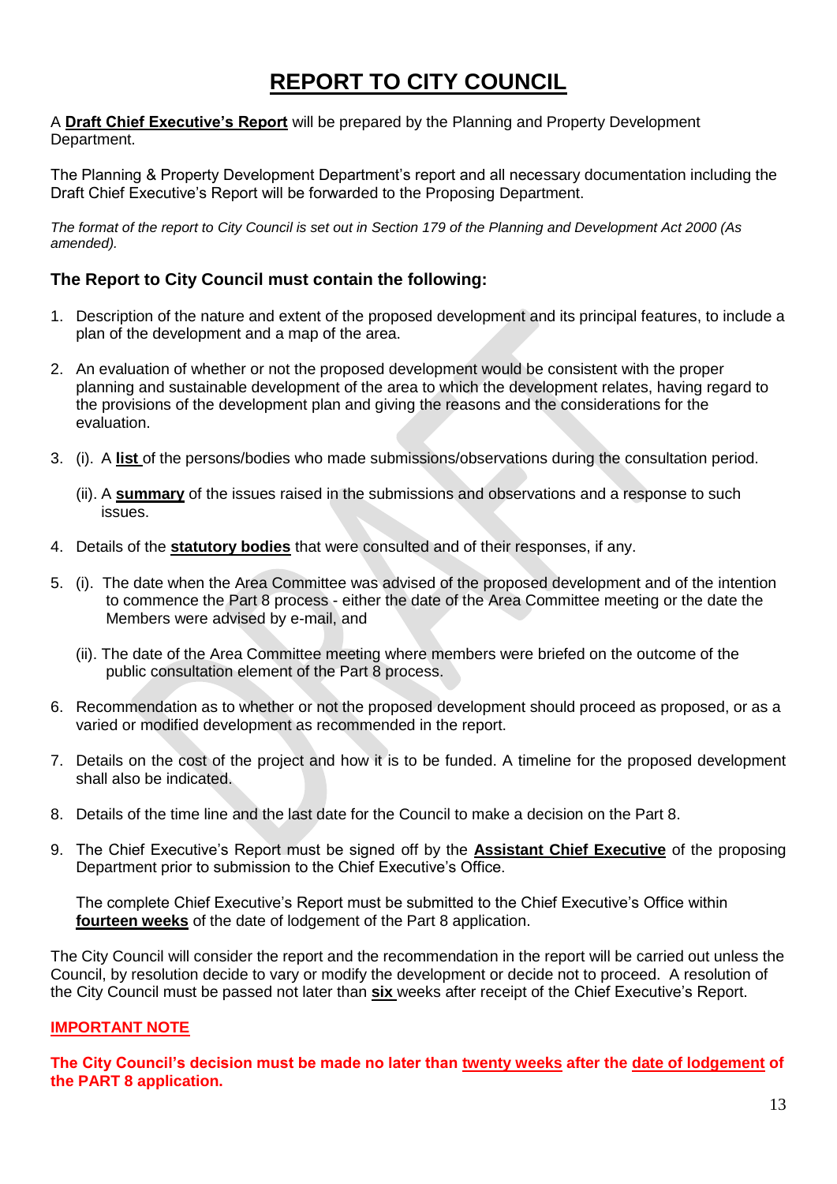# REPORT TO CITY COUNCIL

A **Draft Chief Executive's Report** will be prepared by the Planning and Property Development Department.

The Planning & Property Development Department's report and all necessary documentation including the Draft Chief Executive's Report will be forwarded to the Proposing Department.

*The format of the report to City Council is set out in Section 179 of the Planning and Development Act 2000 (As amended).*

### The Report to City Council must contain the following:

1. Description of the nature and extent of the proposed development and its principal features, to include a plan of the development and a map of the area.

2. An evaluation of whether or not the proposed development would be consistent with the proper planning and sustainable development of the area to which the development relates, having regard to the provisions of the development plan and giving the reasons and the considerations for the evaluation.

3. (i). A **list** of the persons/bodies who made submissions/observations during the consultation period.

   (ii). A **summary** of the issues raised in the submissions and observations and a response to such issues.

4. Details of the **statutory bodies** that were consulted and of their responses, if any.

5. (i). The date when the Area Committee was advised of the proposed development and of the intention to commence the Part 8 process - either the date of the Area Committee meeting or the date the Members were advised by e-mail, and

   (ii). The date of the Area Committee meeting where members were briefed on the outcome of the public consultation element of the Part 8 process.

6. Recommendation as to whether or not the proposed development should proceed as proposed, or as a varied or modified development as recommended in the report.

7. Details on the cost of the project and how it is to be funded. A timeline for the proposed development shall also be indicated.

8. Details of the time line and the last date for the Council to make a decision on the Part 8.

9. The Chief Executive's Report must be signed off by the **Assistant Chief Executive** of the proposing Department prior to submission to the Chief Executive's Office.

   The complete Chief Executive's Report must be submitted to the Chief Executive's Office within **fourteen weeks** of the date of lodgement of the Part 8 application.

The City Council will consider the report and the recommendation in the report will be carried out unless the Council, by resolution decide to vary or modify the development or decide not to proceed. A resolution of the City Council must be passed not later than **six** weeks after receipt of the Chief Executive's Report.

**IMPORTANT NOTE**

**The City Council's decision must be made no later than twenty weeks after the date of lodgement of the PART 8 application.**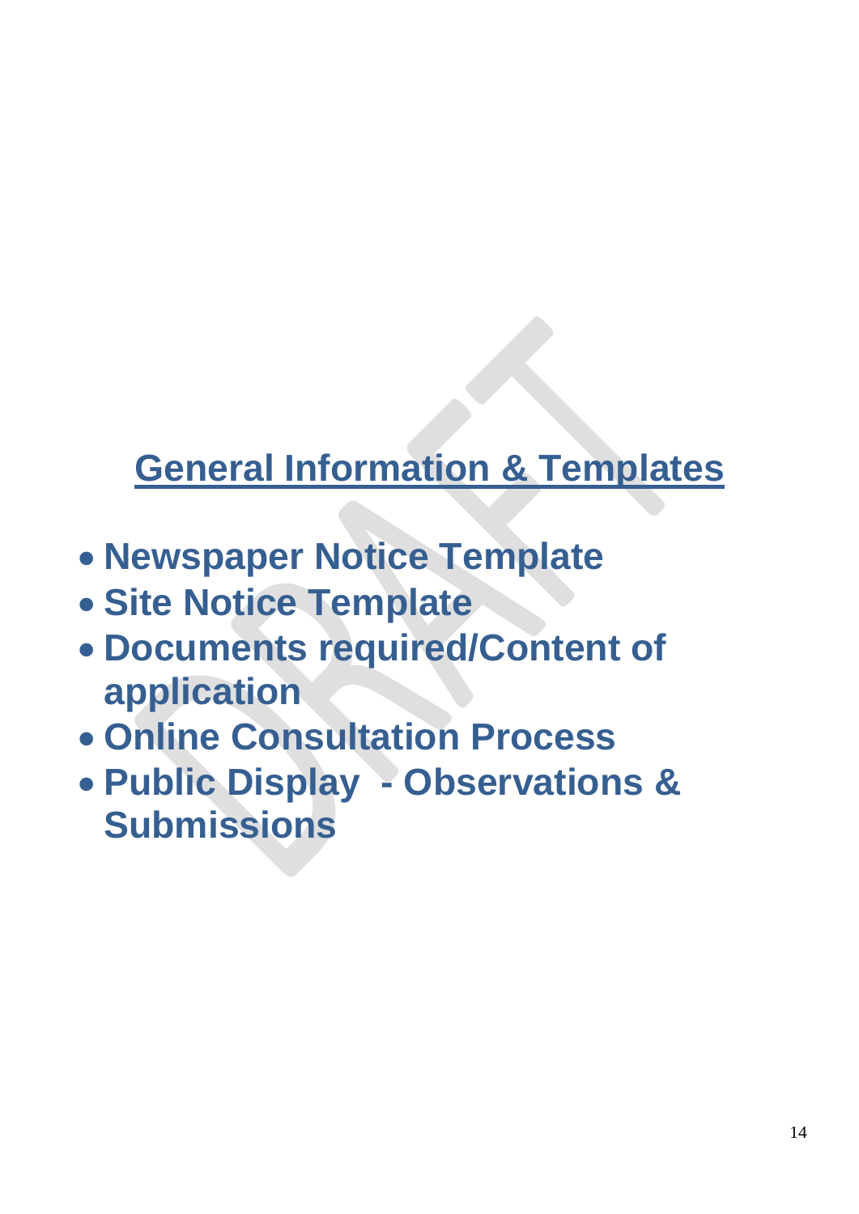# General Information & Templates

- **Newspaper Notice Template**
- **Site Notice Template**
- **Documents required/Content of application**
- **Online Consultation Process**
- **Public Display - Observations & Submissions**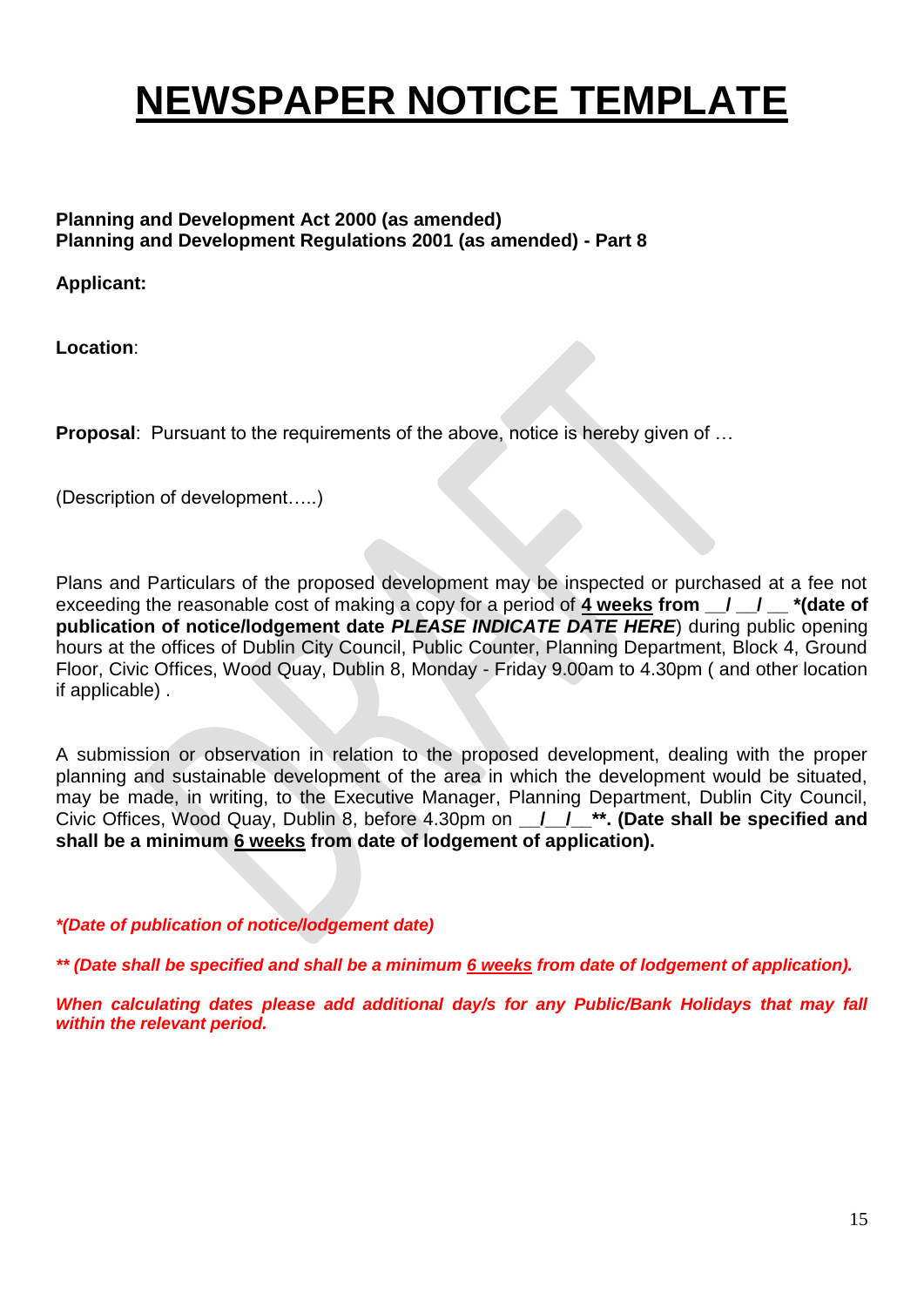# NEWSPAPER NOTICE TEMPLATE

**Planning and Development Act 2000 (as amended)**
**Planning and Development Regulations 2001 (as amended) - Part 8**

**Applicant:**

**Location**:

**Proposal**: Pursuant to the requirements of the above, notice is hereby given of …

(Description of development…..)

Plans and Particulars of the proposed development may be inspected or purchased at a fee not exceeding the reasonable cost of making a copy for a period of **4 weeks from __/ __/ __ *(date of publication of notice/lodgement date *PLEASE INDICATE DATE HERE***) during public opening hours at the offices of Dublin City Council, Public Counter, Planning Department, Block 4, Ground Floor, Civic Offices, Wood Quay, Dublin 8, Monday - Friday 9.00am to 4.30pm ( and other location if applicable) .

A submission or observation in relation to the proposed development, dealing with the proper planning and sustainable development of the area in which the development would be situated, may be made, in writing, to the Executive Manager, Planning Department, Dublin City Council, Civic Offices, Wood Quay, Dublin 8, before 4.30pm on **__/__/__**. (Date shall be specified and shall be a minimum 6 weeks from date of lodgement of application).**

***(Date of publication of notice/lodgement date)***

***** (Date shall be specified and shall be a minimum 6 weeks from date of lodgement of application).***

***When calculating dates please add additional day/s for any Public/Bank Holidays that may fall within the relevant period.***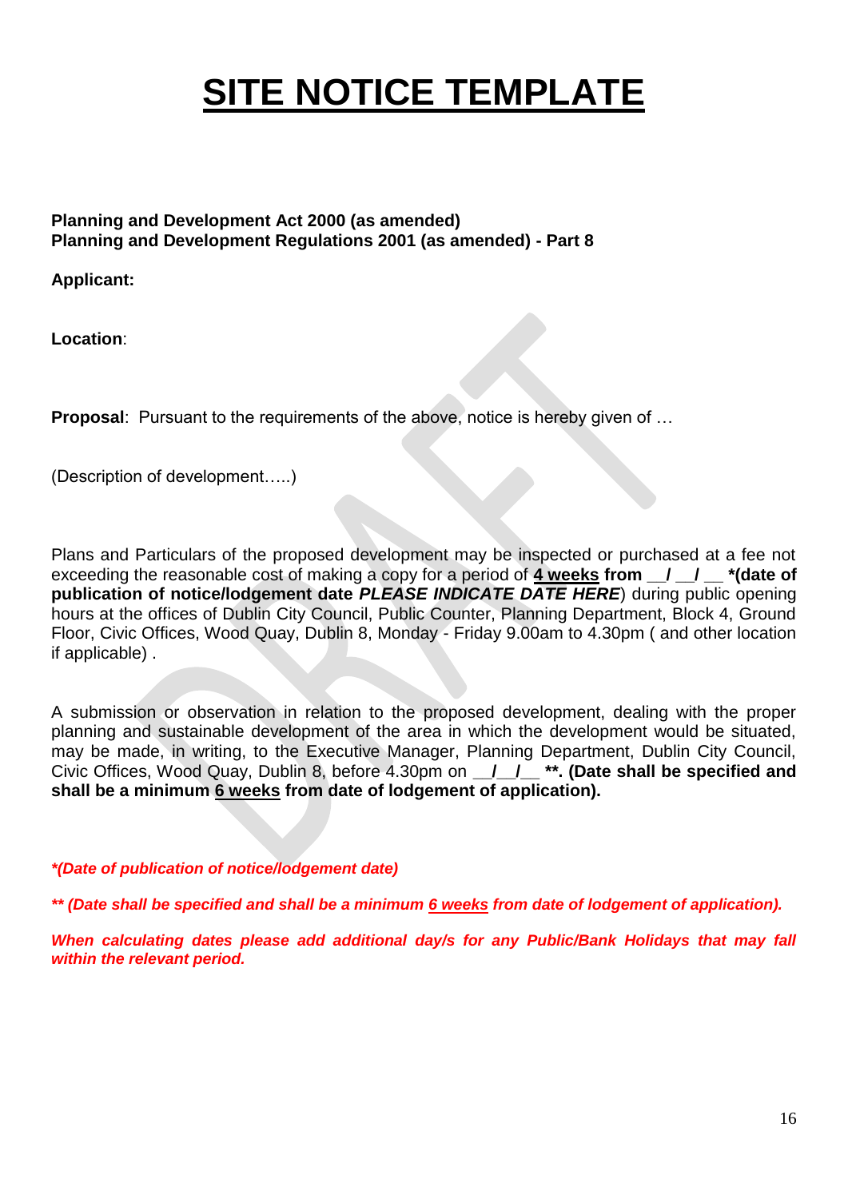# <u>SITE NOTICE TEMPLATE</u>

**Planning and Development Act 2000 (as amended)**
**Planning and Development Regulations 2001 (as amended) - Part 8**

**Applicant:**

**Location**:

**Proposal**: Pursuant to the requirements of the above, notice is hereby given of …

(Description of development…..)

Plans and Particulars of the proposed development may be inspected or purchased at a fee not exceeding the reasonable cost of making a copy for a period of **<u>4 weeks</u> from __/ __/ __ *(date of publication of notice/lodgement date *PLEASE INDICATE DATE HERE***) during public opening hours at the offices of Dublin City Council, Public Counter, Planning Department, Block 4, Ground Floor, Civic Offices, Wood Quay, Dublin 8, Monday - Friday 9.00am to 4.30pm ( and other location if applicable) .

A submission or observation in relation to the proposed development, dealing with the proper planning and sustainable development of the area in which the development would be situated, may be made, in writing, to the Executive Manager, Planning Department, Dublin City Council, Civic Offices, Wood Quay, Dublin 8, before 4.30pm on **__/__/__ \*\*. (Date shall be specified and shall be a minimum <u>6 weeks</u> from date of lodgement of application).**

***(Date of publication of notice/lodgement date)**

***\*\* (Date shall be specified and shall be a minimum <u>6 weeks</u> from date of lodgement of application).***

***When calculating dates please add additional day/s for any Public/Bank Holidays that may fall within the relevant period.***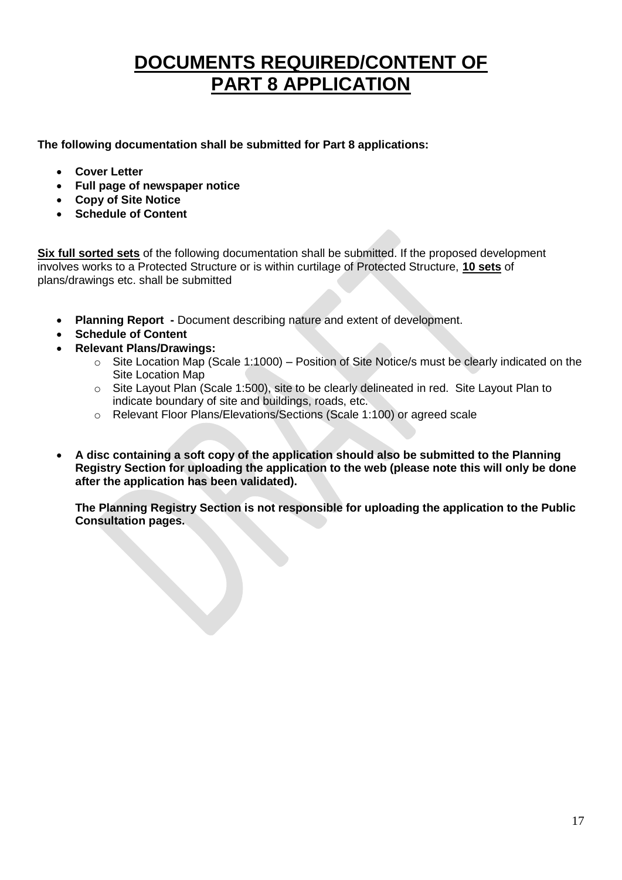# DOCUMENTS REQUIRED/CONTENT OF PART 8 APPLICATION

**The following documentation shall be submitted for Part 8 applications:**

- **Cover Letter**
- **Full page of newspaper notice**
- **Copy of Site Notice**
- **Schedule of Content**

**Six full sorted sets** of the following documentation shall be submitted. If the proposed development involves works to a Protected Structure or is within curtilage of Protected Structure, **10 sets** of plans/drawings etc. shall be submitted

- **Planning Report -** Document describing nature and extent of development.
- **Schedule of Content**
- **Relevant Plans/Drawings:**
    - Site Location Map (Scale 1:1000) – Position of Site Notice/s must be clearly indicated on the Site Location Map
    - Site Layout Plan (Scale 1:500), site to be clearly delineated in red. Site Layout Plan to indicate boundary of site and buildings, roads, etc.
    - Relevant Floor Plans/Elevations/Sections (Scale 1:100) or agreed scale

- **A disc containing a soft copy of the application should also be submitted to the Planning Registry Section for uploading the application to the web (please note this will only be done after the application has been validated).**

  **The Planning Registry Section is not responsible for uploading the application to the Public Consultation pages.**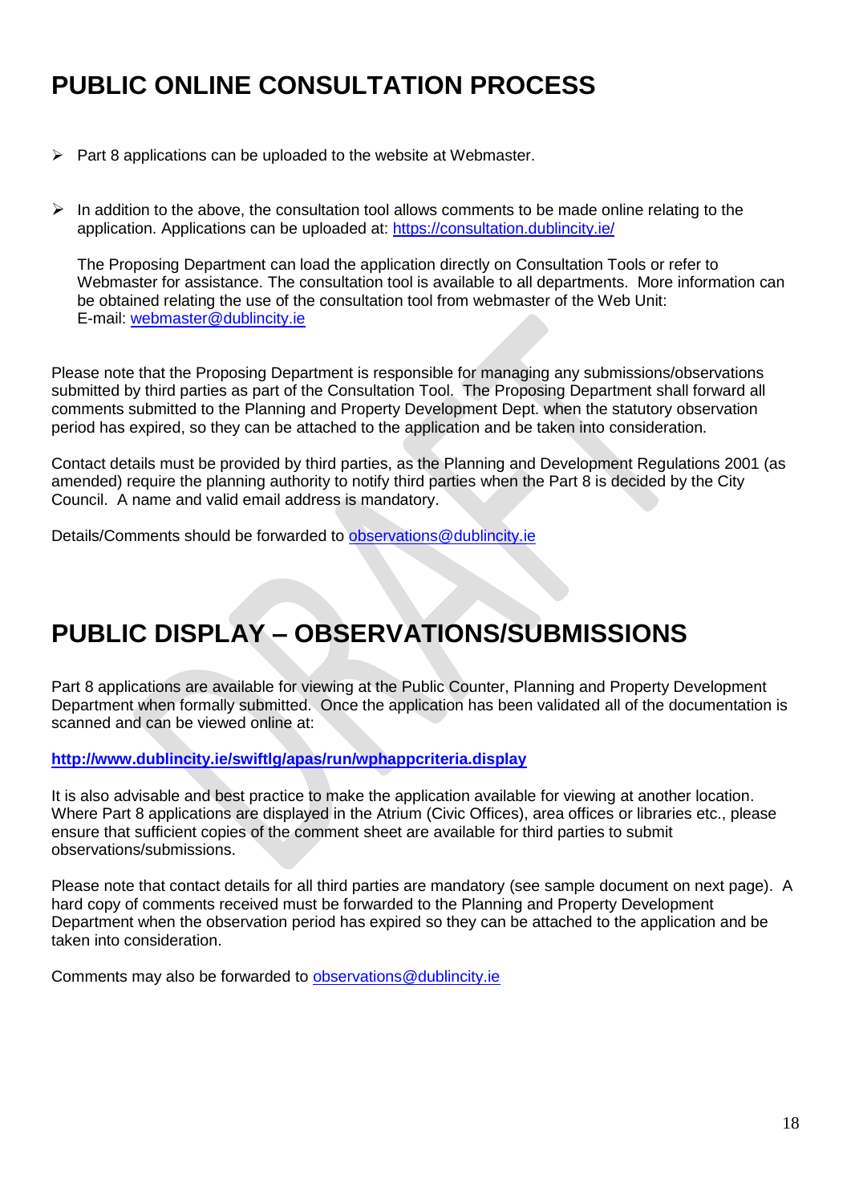# PUBLIC ONLINE CONSULTATION PROCESS

- Part 8 applications can be uploaded to the website at Webmaster.

- In addition to the above, the consultation tool allows comments to be made online relating to the application. Applications can be uploaded at: https://consultation.dublincity.ie/

  The Proposing Department can load the application directly on Consultation Tools or refer to Webmaster for assistance. The consultation tool is available to all departments. More information can be obtained relating the use of the consultation tool from webmaster of the Web Unit:
  E-mail: webmaster@dublincity.ie

Please note that the Proposing Department is responsible for managing any submissions/observations submitted by third parties as part of the Consultation Tool. The Proposing Department shall forward all comments submitted to the Planning and Property Development Dept. when the statutory observation period has expired, so they can be attached to the application and be taken into consideration.

Contact details must be provided by third parties, as the Planning and Development Regulations 2001 (as amended) require the planning authority to notify third parties when the Part 8 is decided by the City Council. A name and valid email address is mandatory.

Details/Comments should be forwarded to observations@dublincity.ie

# PUBLIC DISPLAY – OBSERVATIONS/SUBMISSIONS

Part 8 applications are available for viewing at the Public Counter, Planning and Property Development Department when formally submitted. Once the application has been validated all of the documentation is scanned and can be viewed online at:

**http://www.dublincity.ie/swiftlg/apas/run/wphappcriteria.display**

It is also advisable and best practice to make the application available for viewing at another location. Where Part 8 applications are displayed in the Atrium (Civic Offices), area offices or libraries etc., please ensure that sufficient copies of the comment sheet are available for third parties to submit observations/submissions.

Please note that contact details for all third parties are mandatory (see sample document on next page). A hard copy of comments received must be forwarded to the Planning and Property Development Department when the observation period has expired so they can be attached to the application and be taken into consideration.

Comments may also be forwarded to observations@dublincity.ie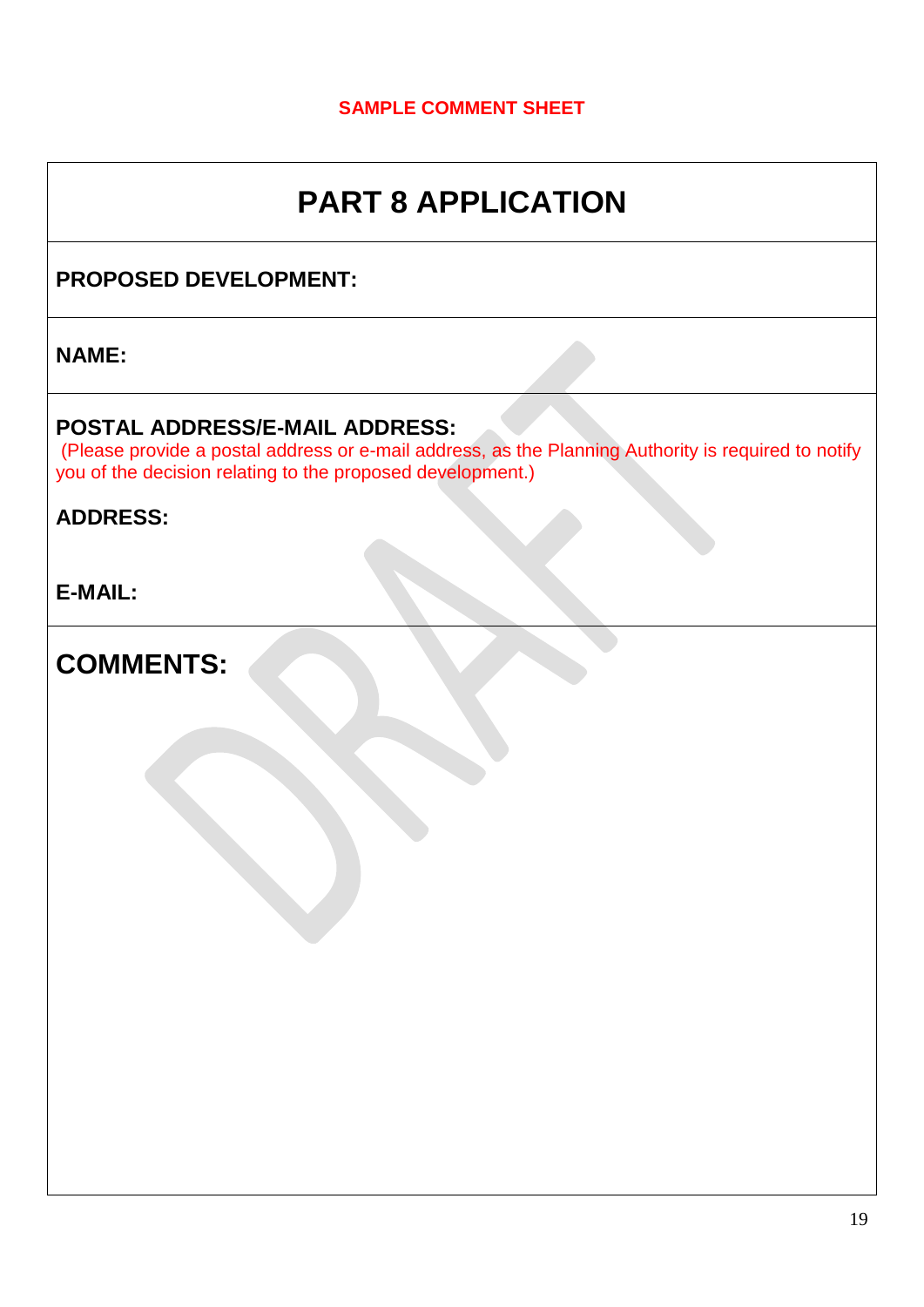**SAMPLE COMMENT SHEET**

# PART 8 APPLICATION

**PROPOSED DEVELOPMENT:**

**NAME:**

**POSTAL ADDRESS/E-MAIL ADDRESS:**

(Please provide a postal address or e-mail address, as the Planning Authority is required to notify you of the decision relating to the proposed development.)

**ADDRESS:**

**E-MAIL:**

## COMMENTS: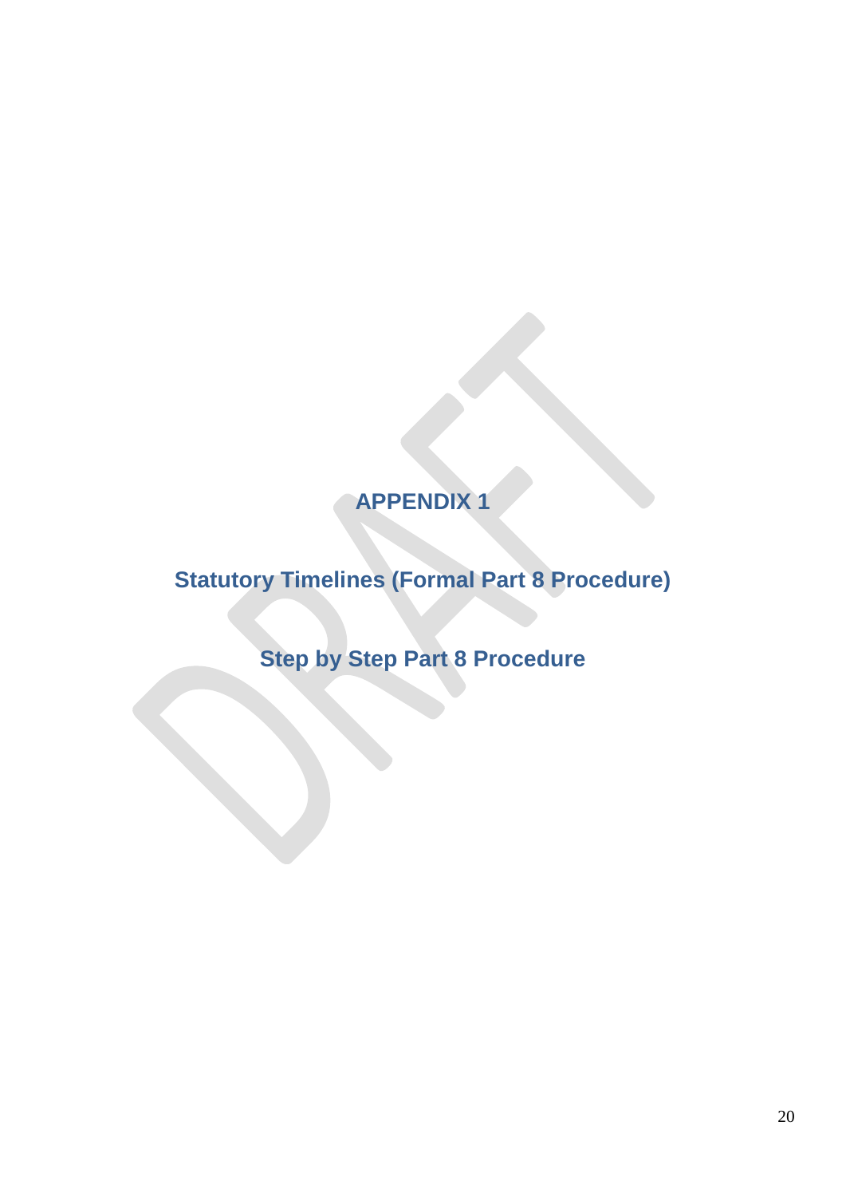# APPENDIX 1

## Statutory Timelines (Formal Part 8 Procedure)

## Step by Step Part 8 Procedure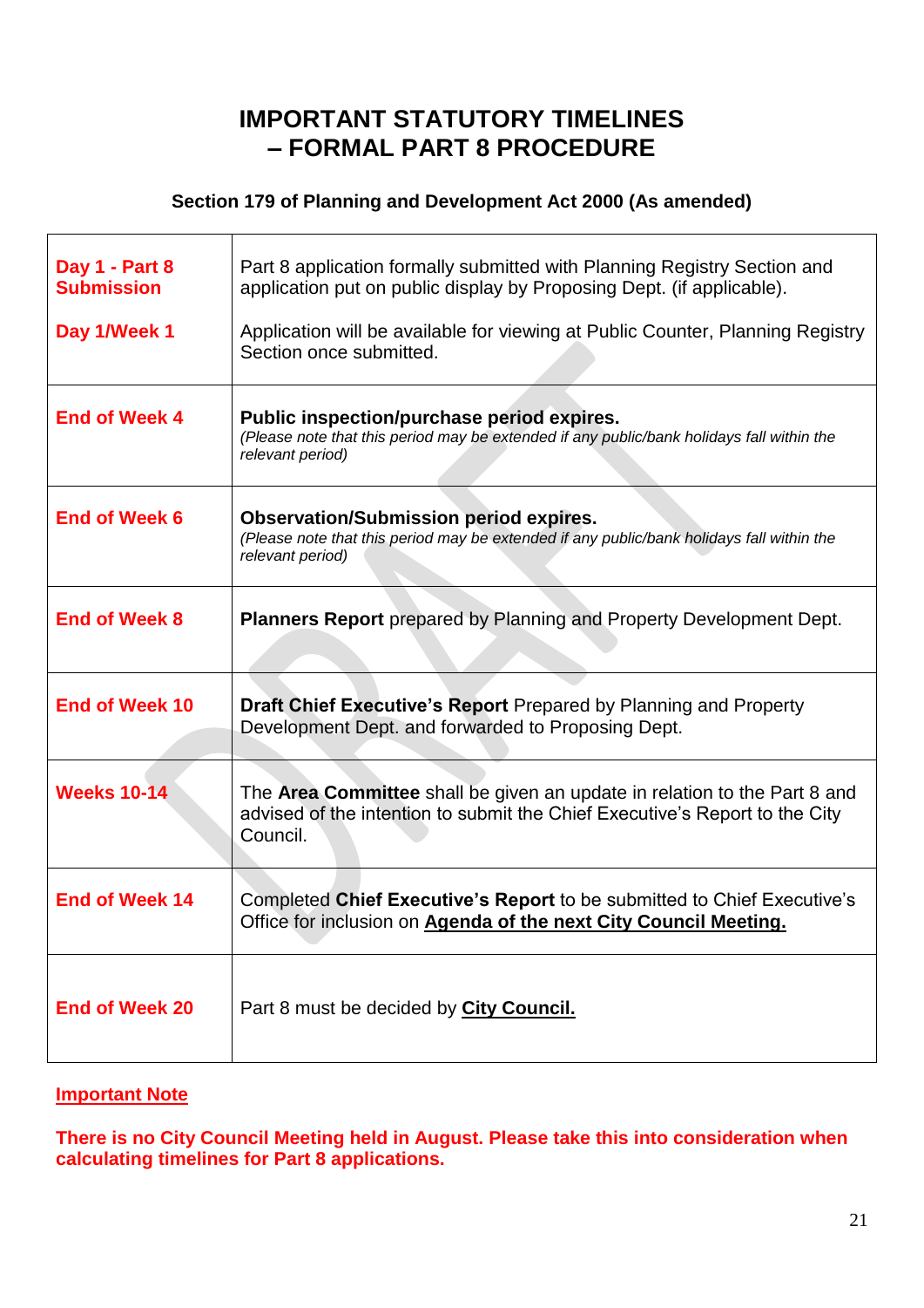# IMPORTANT STATUTORY TIMELINES – FORMAL PART 8 PROCEDURE

**Section 179 of Planning and Development Act 2000 (As amended)**

| | |
|---|---|
| **Day 1 - Part 8 Submission**<br><br>**Day 1/Week 1** | Part 8 application formally submitted with Planning Registry Section and application put on public display by Proposing Dept. (if applicable).<br><br>Application will be available for viewing at Public Counter, Planning Registry Section once submitted. |
| **End of Week 4** | **Public inspection/purchase period expires.**<br>*(Please note that this period may be extended if any public/bank holidays fall within the relevant period)* |
| **End of Week 6** | **Observation/Submission period expires.**<br>*(Please note that this period may be extended if any public/bank holidays fall within the relevant period)* |
| **End of Week 8** | **Planners Report** prepared by Planning and Property Development Dept. |
| **End of Week 10** | **Draft Chief Executive's Report** Prepared by Planning and Property Development Dept. and forwarded to Proposing Dept. |
| **Weeks 10-14** | The **Area Committee** shall be given an update in relation to the Part 8 and advised of the intention to submit the Chief Executive's Report to the City Council. |
| **End of Week 14** | Completed **Chief Executive's Report** to be submitted to Chief Executive's Office for inclusion on **Agenda of the next City Council Meeting.** |
| **End of Week 20** | Part 8 must be decided by **City Council.** |

**Important Note**

**There is no City Council Meeting held in August. Please take this into consideration when calculating timelines for Part 8 applications.**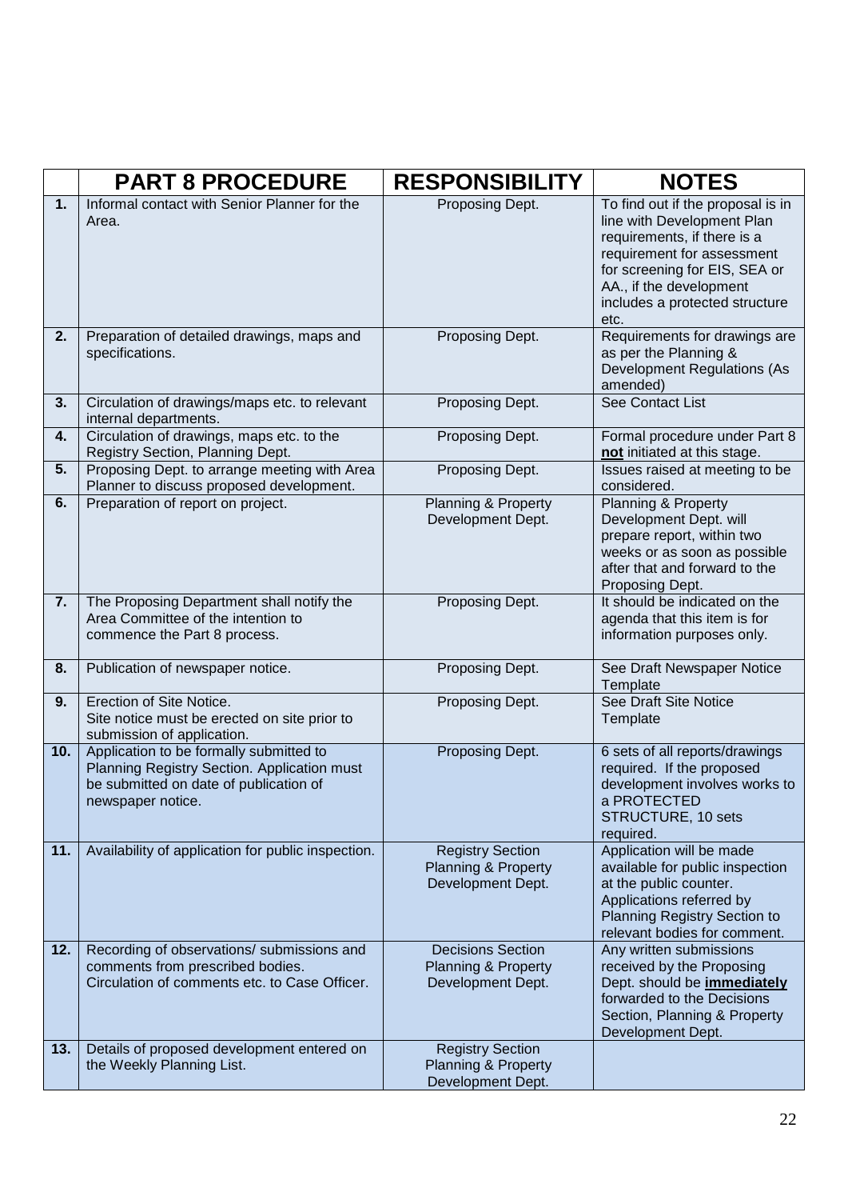| | **PART 8 PROCEDURE** | **RESPONSIBILITY** | **NOTES** |
|---|---|---|---|
| **1.** | Informal contact with Senior Planner for the Area. | Proposing Dept. | To find out if the proposal is in line with Development Plan requirements, if there is a requirement for assessment for screening for EIS, SEA or AA., if the development includes a protected structure etc. |
| **2.** | Preparation of detailed drawings, maps and specifications. | Proposing Dept. | Requirements for drawings are as per the Planning & Development Regulations (As amended) |
| **3.** | Circulation of drawings/maps etc. to relevant internal departments. | Proposing Dept. | See Contact List |
| **4.** | Circulation of drawings, maps etc. to the Registry Section, Planning Dept. | Proposing Dept. | Formal procedure under Part 8 **not** initiated at this stage. |
| **5.** | Proposing Dept. to arrange meeting with Area Planner to discuss proposed development. | Proposing Dept. | Issues raised at meeting to be considered. |
| **6.** | Preparation of report on project. | Planning & Property Development Dept. | Planning & Property Development Dept. will prepare report, within two weeks or as soon as possible after that and forward to the Proposing Dept. |
| **7.** | The Proposing Department shall notify the Area Committee of the intention to commence the Part 8 process. | Proposing Dept. | It should be indicated on the agenda that this item is for information purposes only. |
| **8.** | Publication of newspaper notice. | Proposing Dept. | See Draft Newspaper Notice Template |
| **9.** | Erection of Site Notice. Site notice must be erected on site prior to submission of application. | Proposing Dept. | See Draft Site Notice Template |
| **10.** | Application to be formally submitted to Planning Registry Section. Application must be submitted on date of publication of newspaper notice. | Proposing Dept. | 6 sets of all reports/drawings required. If the proposed development involves works to a PROTECTED STRUCTURE, 10 sets required. |
| **11.** | Availability of application for public inspection. | Registry Section Planning & Property Development Dept. | Application will be made available for public inspection at the public counter. Applications referred by Planning Registry Section to relevant bodies for comment. |
| **12.** | Recording of observations/ submissions and comments from prescribed bodies. Circulation of comments etc. to Case Officer. | Decisions Section Planning & Property Development Dept. | Any written submissions received by the Proposing Dept. should be **immediately** forwarded to the Decisions Section, Planning & Property Development Dept. |
| **13.** | Details of proposed development entered on the Weekly Planning List. | Registry Section Planning & Property Development Dept. | |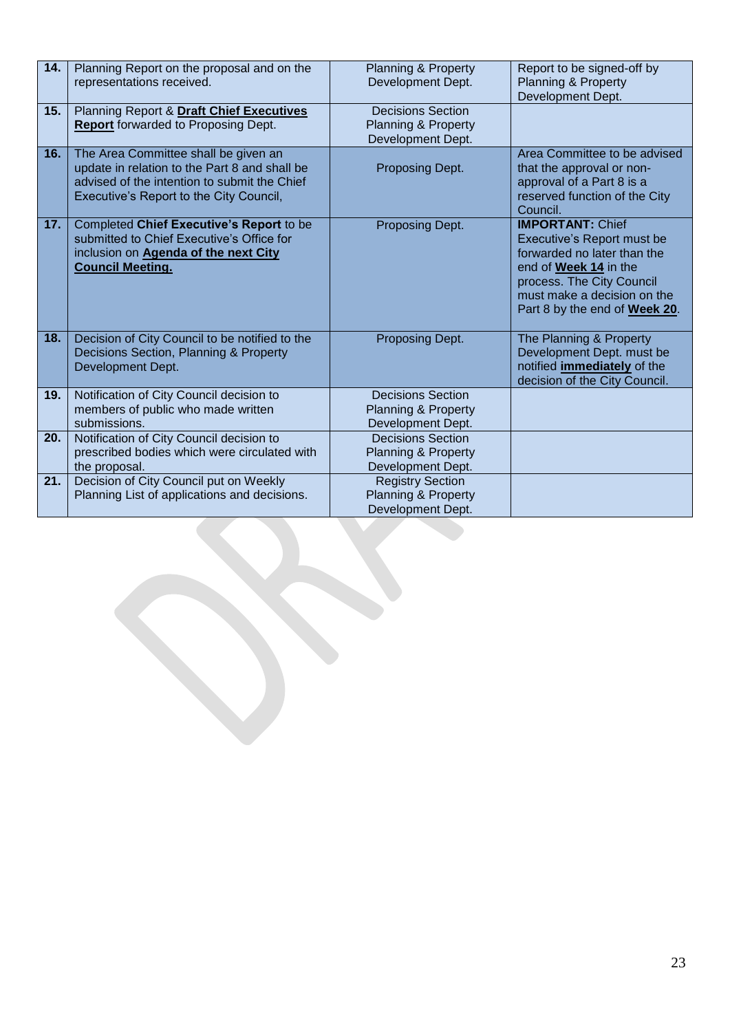| **14.** | Planning Report on the proposal and on the representations received. | Planning & Property Development Dept. | Report to be signed-off by Planning & Property Development Dept. |
|---|---|---|---|
| **15.** | Planning Report & **Draft Chief Executives Report** forwarded to Proposing Dept. | Decisions Section Planning & Property Development Dept. | |
| **16.** | The Area Committee shall be given an update in relation to the Part 8 and shall be advised of the intention to submit the Chief Executive's Report to the City Council, | Proposing Dept. | Area Committee to be advised that the approval or non-approval of a Part 8 is a reserved function of the City Council. |
| **17.** | Completed **Chief Executive's Report** to be submitted to Chief Executive's Office for inclusion on **Agenda of the next City Council Meeting.** | Proposing Dept. | **IMPORTANT:** Chief Executive's Report must be forwarded no later than the end of **Week 14** in the process. The City Council must make a decision on the Part 8 by the end of **Week 20**. |
| **18.** | Decision of City Council to be notified to the Decisions Section, Planning & Property Development Dept. | Proposing Dept. | The Planning & Property Development Dept. must be notified **immediately** of the decision of the City Council. |
| **19.** | Notification of City Council decision to members of public who made written submissions. | Decisions Section Planning & Property Development Dept. | |
| **20.** | Notification of City Council decision to prescribed bodies which were circulated with the proposal. | Decisions Section Planning & Property Development Dept. | |
| **21.** | Decision of City Council put on Weekly Planning List of applications and decisions. | Registry Section Planning & Property Development Dept. | |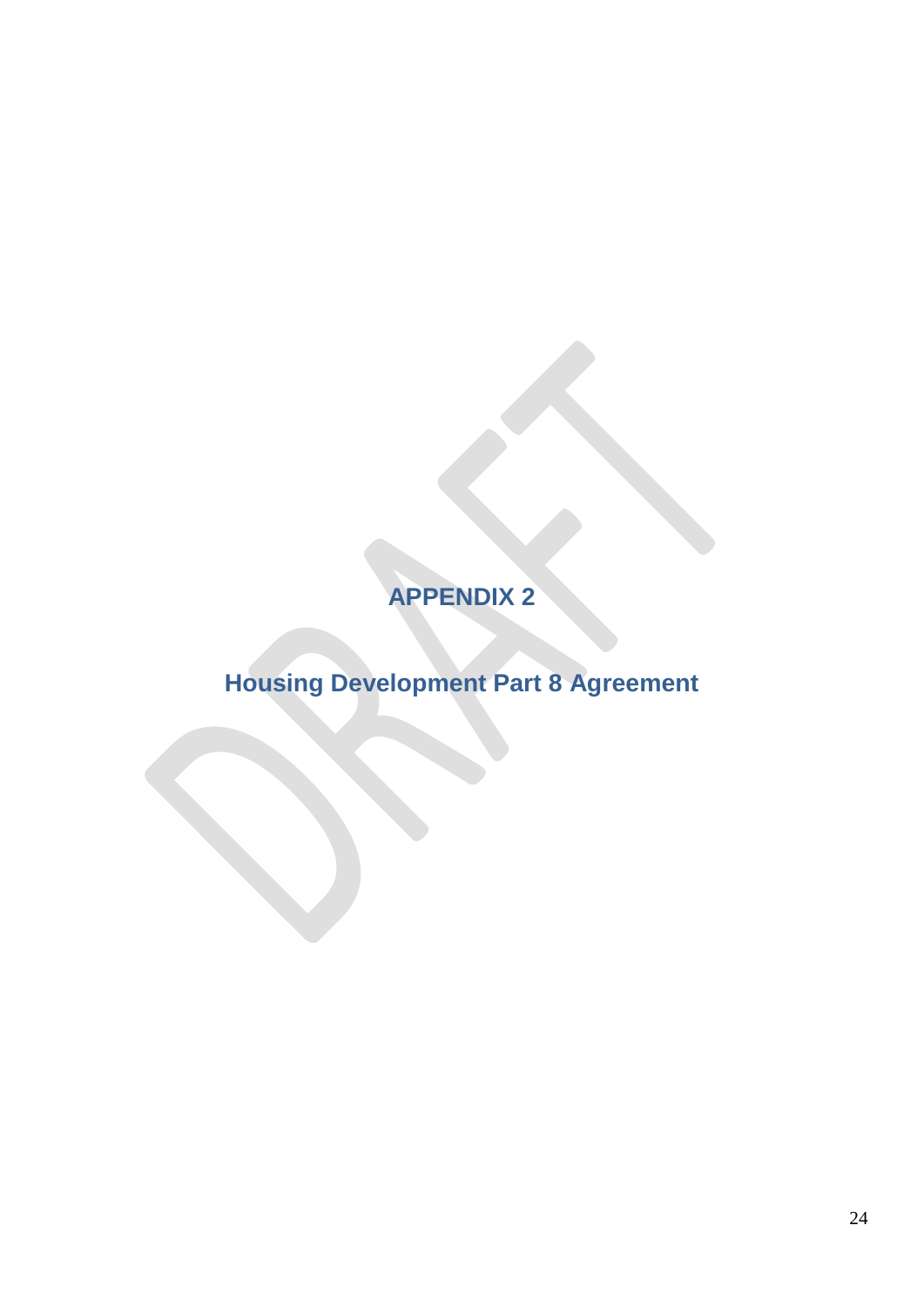# APPENDIX 2

# Housing Development Part 8 Agreement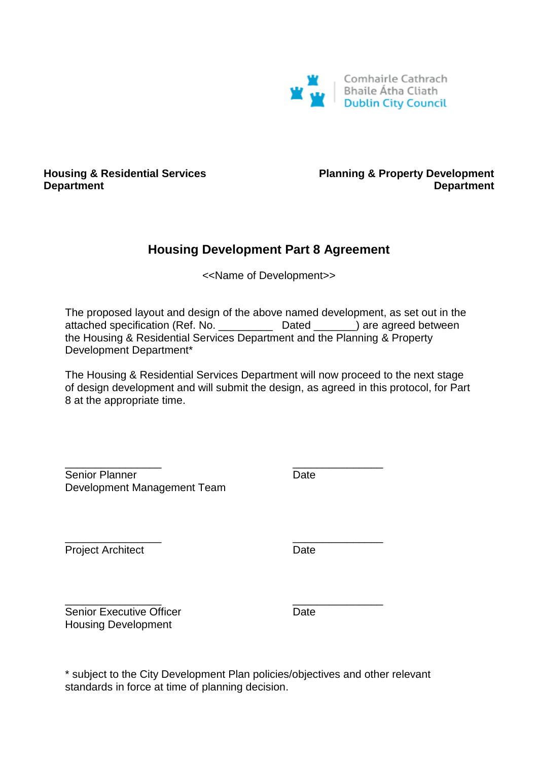Comhairle Cathrach
Bhaile Átha Cliath
Dublin City Council

**Housing & Residential Services Department**

**Planning & Property Development Department**

## Housing Development Part 8 Agreement

<<Name of Development>>

The proposed layout and design of the above named development, as set out in the attached specification (Ref. No. _________ Dated _______) are agreed between the Housing & Residential Services Department and the Planning & Property Development Department*

The Housing & Residential Services Department will now proceed to the next stage of design development and will submit the design, as agreed in this protocol, for Part 8 at the appropriate time.

| | |
|---|---|
| _________________ | _______________ |
| Senior Planner<br>Development Management Team | Date |
| _________________ | _______________ |
| Project Architect | Date |
| _________________ | _______________ |
| Senior Executive Officer<br>Housing Development | Date |

* subject to the City Development Plan policies/objectives and other relevant standards in force at time of planning decision.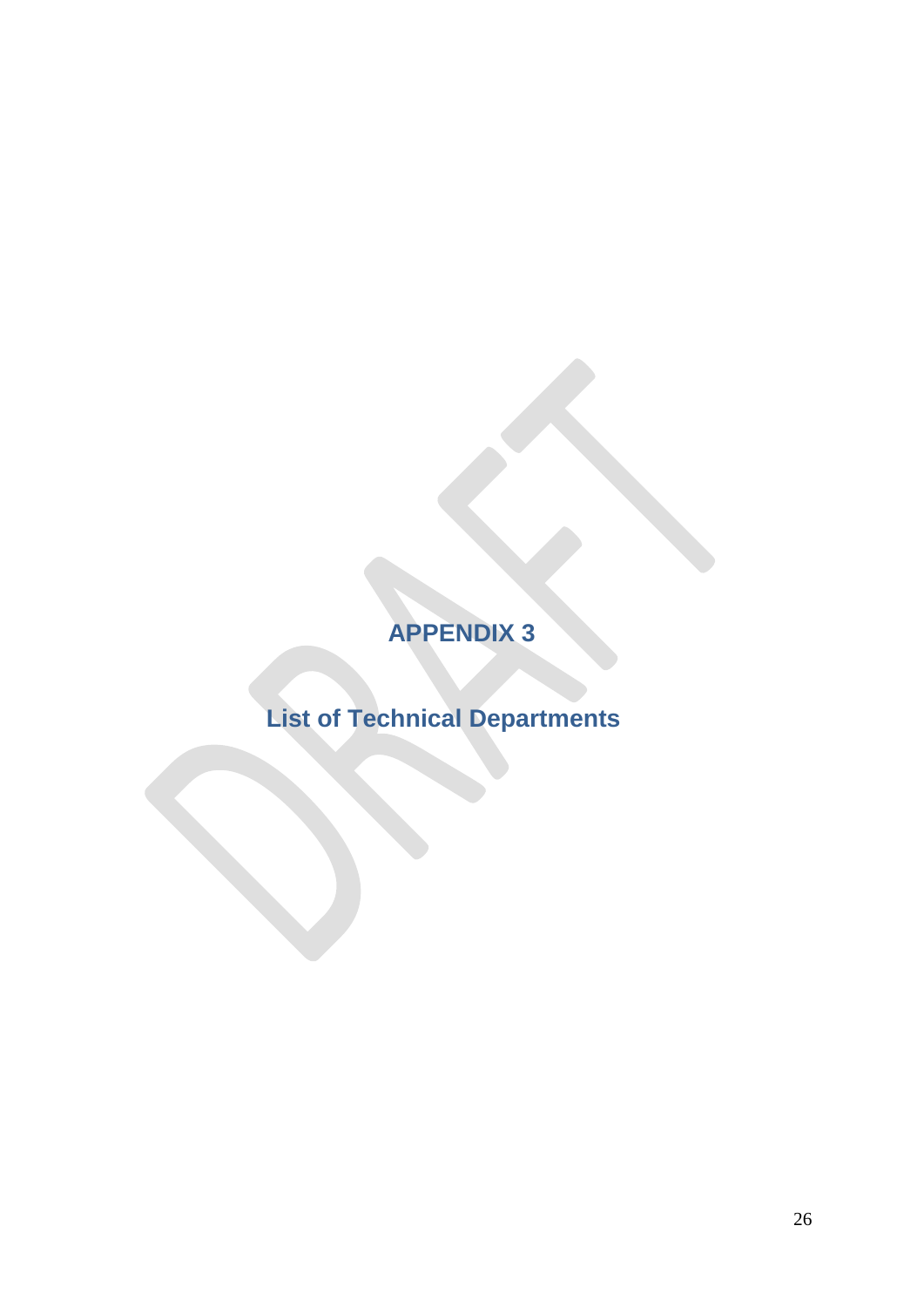# APPENDIX 3

## List of Technical Departments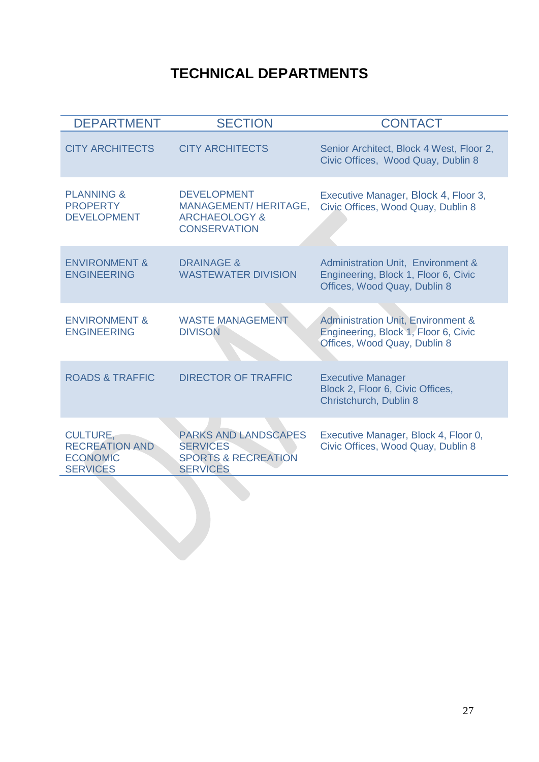# TECHNICAL DEPARTMENTS

| DEPARTMENT | SECTION | CONTACT |
|---|---|---|
| CITY ARCHITECTS | CITY ARCHITECTS | Senior Architect, Block 4 West, Floor 2, Civic Offices, Wood Quay, Dublin 8 |
| PLANNING & PROPERTY DEVELOPMENT | DEVELOPMENT MANAGEMENT/ HERITAGE, ARCHAEOLOGY & CONSERVATION | Executive Manager, Block 4, Floor 3, Civic Offices, Wood Quay, Dublin 8 |
| ENVIRONMENT & ENGINEERING | DRAINAGE & WASTEWATER DIVISION | Administration Unit, Environment & Engineering, Block 1, Floor 6, Civic Offices, Wood Quay, Dublin 8 |
| ENVIRONMENT & ENGINEERING | WASTE MANAGEMENT DIVISON | Administration Unit, Environment & Engineering, Block 1, Floor 6, Civic Offices, Wood Quay, Dublin 8 |
| ROADS & TRAFFIC | DIRECTOR OF TRAFFIC | Executive Manager Block 2, Floor 6, Civic Offices, Christchurch, Dublin 8 |
| CULTURE, RECREATION AND ECONOMIC SERVICES | PARKS AND LANDSCAPES SERVICES SPORTS & RECREATION SERVICES | Executive Manager, Block 4, Floor 0, Civic Offices, Wood Quay, Dublin 8 |